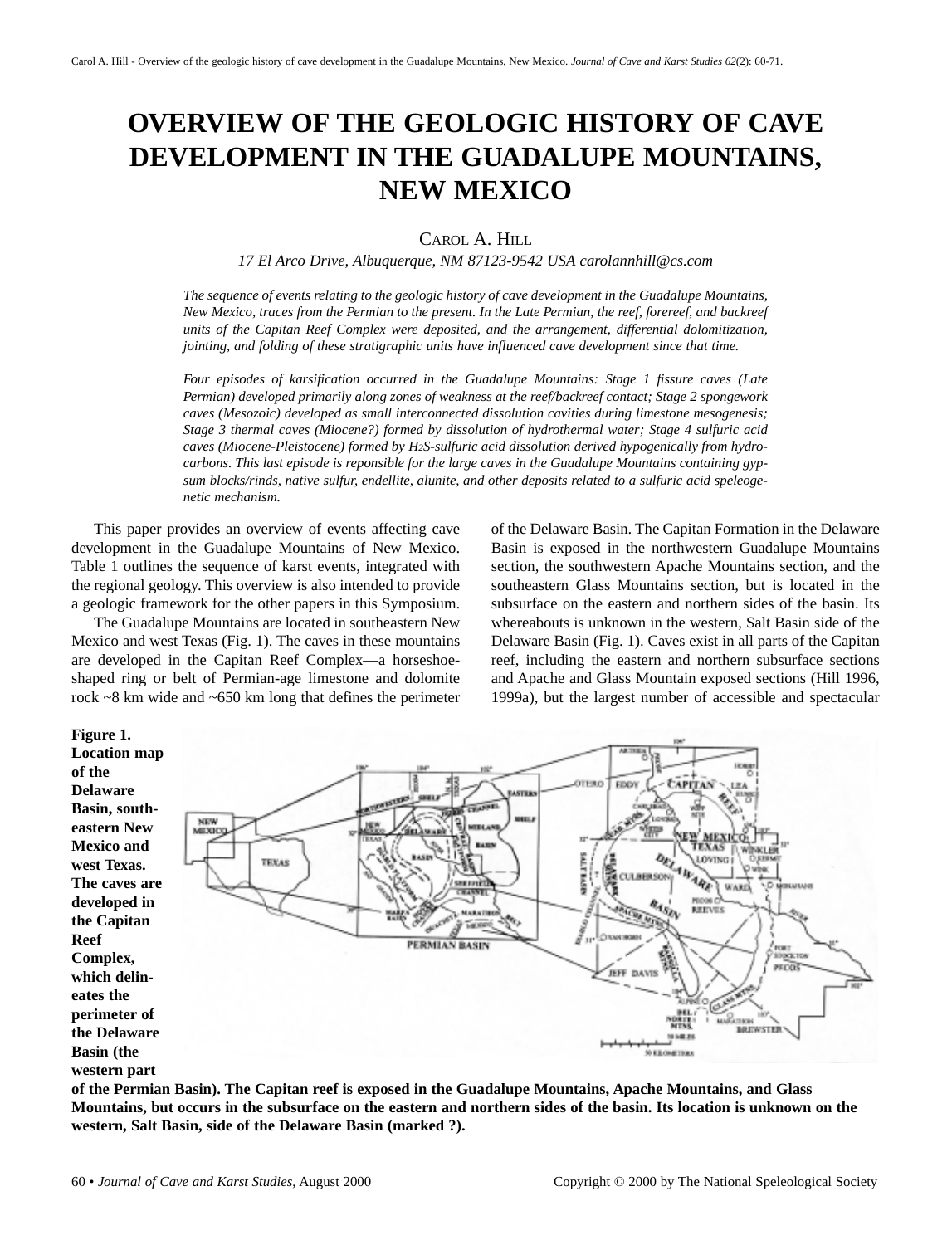# OVERVIEW OF THE GEOLOGIC HISTORY OF CAVE DEVELOPMENT IN THE GUADALUPE MOUNTAINS, NEW MEXICO

CAROL A. HILL

*17 El Arco Drive, Albuquerque, NM 87123-9542 USA carolannhill@cs.com*

*The sequence of events relating to the geologic history of cave development in the Guadalupe Mountains, New Mexico, traces from the Permian to the present. In the Late Permian, the reef, forereef, and backreef units of the Capitan Reef Complex were deposited, and the arrangement, differential dolomitization, jointing, and folding of these stratigraphic units have influenced cave development since that time.*

*Four episodes of karsification occurred in the Guadalupe Mountains: Stage 1 fissure caves (Late Permian) developed primarily along zones of weakness at the reef/backreef contact; Stage 2 spongework caves (Mesozoic) developed as small interconnected dissolution cavities during limestone mesogenesis; Stage 3 thermal caves (Miocene?) formed by dissolution of hydrothermal water; Stage 4 sulfuric acid caves (Miocene-Pleistocene) formed by $H_2S$-sulfuric acid dissolution derived hypogenically from hydrocarbons. This last episode is reponsible for the large caves in the Guadalupe Mountains containing gypsum blocks/rinds, native sulfur, endellite, alunite, and other deposits related to a sulfuric acid speleogenetic mechanism.*

This paper provides an overview of events affecting cave development in the Guadalupe Mountains of New Mexico. Table 1 outlines the sequence of karst events, integrated with the regional geology. This overview is also intended to provide a geologic framework for the other papers in this Symposium.

The Guadalupe Mountains are located in southeastern New Mexico and west Texas (Fig. 1). The caves in these mountains are developed in the Capitan Reef Complex—a horseshoe-shaped ring or belt of Permian-age limestone and dolomite rock ~8 km wide and ~650 km long that defines the perimeter of the Delaware Basin. The Capitan Formation in the Delaware Basin is exposed in the northwestern Guadalupe Mountains section, the southwestern Apache Mountains section, and the southeastern Glass Mountains section, but is located in the subsurface on the eastern and northern sides of the basin. Its whereabouts is unknown in the western, Salt Basin side of the Delaware Basin (Fig. 1). Caves exist in all parts of the Capitan reef, including the eastern and northern subsurface sections and Apache and Glass Mountain exposed sections (Hill 1996, 1999a), but the largest number of accessible and spectacular

**Figure 1. Location map of the Delaware Basin, southeastern New Mexico and west Texas. The caves are developed in the Capitan Reef Complex, which delineates the perimeter of the Delaware Basin (the western part of the Permian Basin). The Capitan reef is exposed in the Guadalupe Mountains, Apache Mountains, and Glass Mountains, but occurs in the subsurface on the eastern and northern sides of the basin. Its location is unknown on the western, Salt Basin, side of the Delaware Basin (marked ?).**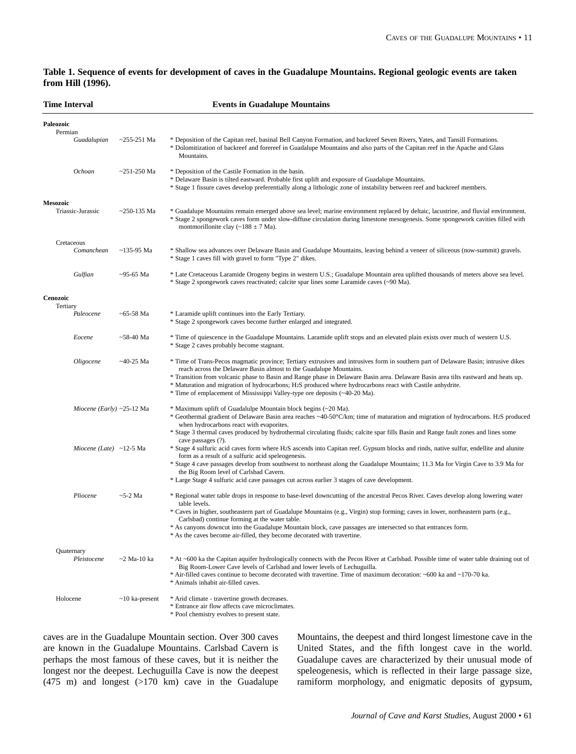**Table 1. Sequence of events for development of caves in the Guadalupe Mountains. Regional geologic events are taken from Hill (1996).**

| Time Interval | | Events in Guadalupe Mountains |
|---|---|---|
| **Paleozoic** | | |
| Permian | | |
| *Guadalupian* | ~255-251 Ma | * Deposition of the Capitan reef, basinal Bell Canyon Formation, and backreef Seven Rivers, Yates, and Tansill Formations.<br>* Dolomitization of backreef and forereef in Guadalupe Mountains and also parts of the Capitan reef in the Apache and Glass Mountains. |
| *Ochoan* | ~251-250 Ma | * Deposition of the Castile Formation in the basin.<br>* Delaware Basin is tilted eastward. Probable first uplift and exposure of Guadalupe Mountains.<br>* Stage 1 fissure caves develop preferentially along a lithologic zone of instability between reef and backreef members. |
| **Mesozoic** | | |
| Triassic-Jurassic | ~250-135 Ma | * Guadalupe Mountains remain emerged above sea level; marine environment replaced by deltaic, lacustrine, and fluvial environment.<br>* Stage 2 spongework caves form under slow-diffuse circulation during limestone mesogenesis. Some spongework cavities filled with montmorillonite clay (~188 ± 7 Ma). |
| Cretaceous | | |
| *Comanchean* | ~135-95 Ma | * Shallow sea advances over Delaware Basin and Guadalupe Mountains, leaving behind a veneer of siliceous (now-summit) gravels.<br>* Stage 1 caves fill with gravel to form "Type 2" dikes. |
| *Gulfian* | ~95-65 Ma | * Late Cretaceous Laramide Orogeny begins in western U.S.; Guadalupe Mountain area uplifted thousands of meters above sea level.<br>* Stage 2 spongework caves reactivated; calcite spar lines some Laramide caves (~90 Ma). |
| **Cenozoic** | | |
| Tertiary | | |
| *Paleocene* | ~65-58 Ma | * Laramide uplift continues into the Early Tertiary.<br>* Stage 2 spongework caves become further enlarged and integrated. |
| *Eocene* | ~58-40 Ma | * Time of quiescence in the Guadalupe Mountains. Laramide uplift stops and an elevated plain exists over much of western U.S.<br>* Stage 2 caves probably become stagnant. |
| *Oligocene* | ~40-25 Ma | * Time of Trans-Pecos magmatic province; Tertiary extrusives and intrusives form in southern part of Delaware Basin; intrusive dikes reach across the Delaware Basin almost to the Guadalupe Mountains.<br>* Transition from volcanic phase to Basin and Range phase in Delaware Basin area. Delaware Basin area tilts eastward and heats up.<br>* Maturation and migration of hydrocarbons; $H_2S$ produced where hydrocarbons react with Castile anhydrite.<br>* Time of emplacement of Mississippi Valley-type ore deposits (~40-20 Ma). |
| *Miocene (Early)* | ~25-12 Ma | * Maximum uplift of Guadalulpe Mountain block begins (~20 Ma).<br>* Geothermal gradient of Delaware Basin area reaches ~40-50°C/km; time of maturation and migration of hydrocarbons. $H_2S$ produced when hydrocarbons react with evaporites.<br>* Stage 3 thermal caves produced by hydrothermal circulating fluids; calcite spar fills Basin and Range fault zones and lines some cave passages (?). |
| *Miocene (Late)* | ~12-5 Ma | * Stage 4 sulfuric acid caves form where $H_2S$ ascends into Capitan reef. Gypsum blocks and rinds, native sulfur, endellite and alunite form as a result of a sulfuric acid speleogenesis.<br>* Stage 4 cave passages develop from southwest to northeast along the Guadalupe Mountains; 11.3 Ma for Virgin Cave to 3.9 Ma for the Big Room level of Carlsbad Cavern.<br>* Large Stage 4 sulfuric acid cave passages cut across earlier 3 stages of cave development. |
| *Pliocene* | ~5-2 Ma | * Regional water table drops in response to base-level downcutting of the ancestral Pecos River. Caves develop along lowering water table levels.<br>* Caves in higher, southeastern part of Guadalupe Mountains (e.g., Virgin) stop forming; caves in lower, northeastern parts (e.g., Carlsbad) continue forming at the water table.<br>* As canyons downcut into the Guadalupe Mountain block, cave passages are intersected so that entrances form.<br>* As the caves become air-filled, they become decorated with travertine. |
| Quaternary | | |
| *Pleistocene* | ~2 Ma-10 ka | * At ~600 ka the Capitan aquifer hydrologically connects with the Pecos River at Carlsbad. Possible time of water table draining out of Big Room-Lower Cave levels of Carlsbad and lower levels of Lechuguilla.<br>* Air-filled caves continue to become decorated with travertine. Time of maximum decoration: ~600 ka and ~170-70 ka.<br>* Animals inhabit air-filled caves. |
| Holocene | ~10 ka-present | * Arid climate - travertine growth decreases.<br>* Entrance air flow affects cave microclimates.<br>* Pool chemistry evolves to present state. |

caves are in the Guadalupe Mountain section. Over 300 caves are known in the Guadalupe Mountains. Carlsbad Cavern is perhaps the most famous of these caves, but it is neither the longest nor the deepest. Lechuguilla Cave is now the deepest (475 m) and longest (>170 km) cave in the Guadalupe Mountains, the deepest and third longest limestone cave in the United States, and the fifth longest cave in the world. Guadalupe caves are characterized by their unusual mode of speleogenesis, which is reflected in their large passage size, ramiform morphology, and enigmatic deposits of gypsum,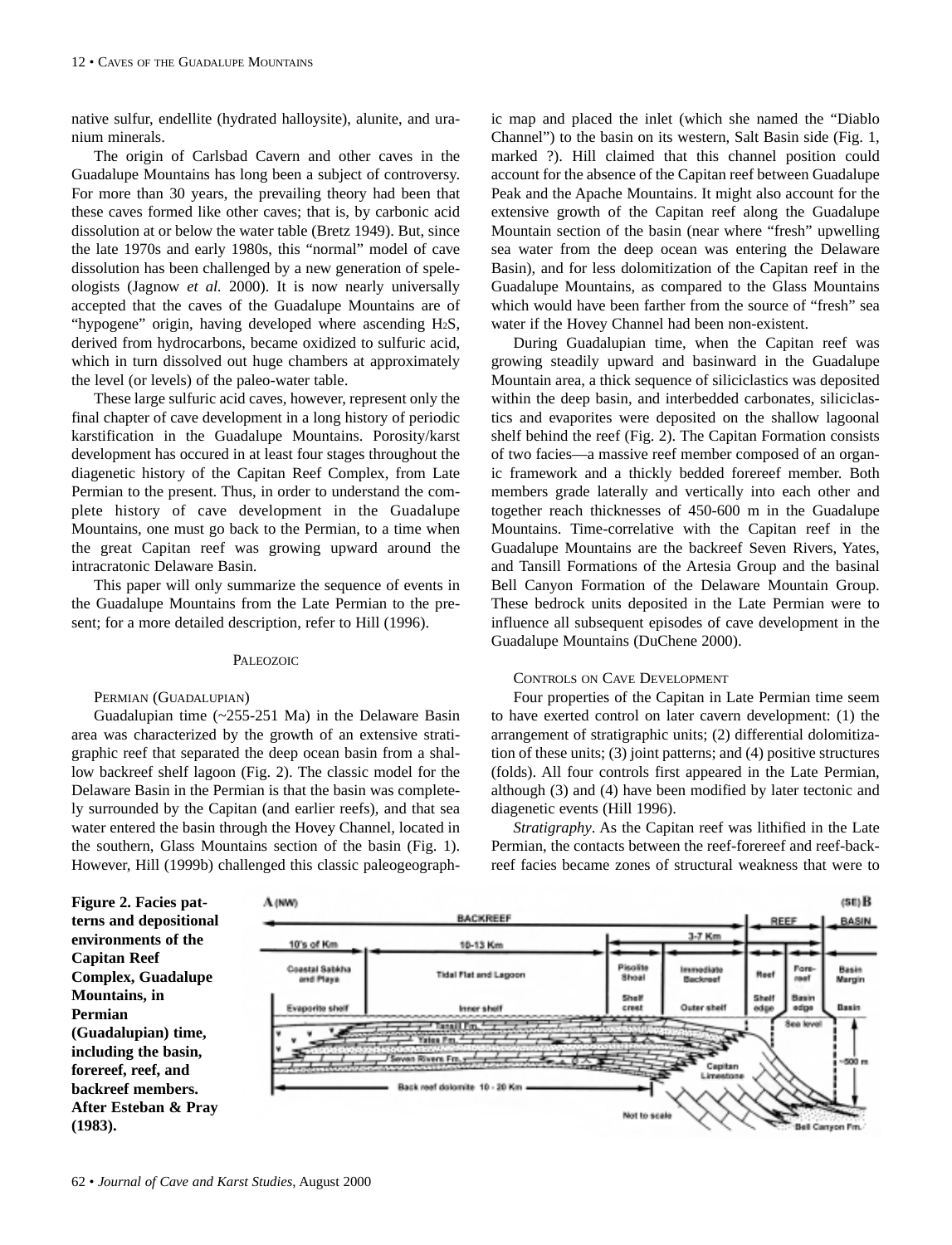native sulfur, endellite (hydrated halloysite), alunite, and uranium minerals.

The origin of Carlsbad Cavern and other caves in the Guadalupe Mountains has long been a subject of controversy. For more than 30 years, the prevailing theory had been that these caves formed like other caves; that is, by carbonic acid dissolution at or below the water table (Bretz 1949). But, since the late 1970s and early 1980s, this "normal" model of cave dissolution has been challenged by a new generation of speleologists (Jagnow *et al.* 2000). It is now nearly universally accepted that the caves of the Guadalupe Mountains are of "hypogene" origin, having developed where ascending $H_2S$, derived from hydrocarbons, became oxidized to sulfuric acid, which in turn dissolved out huge chambers at approximately the level (or levels) of the paleo-water table.

These large sulfuric acid caves, however, represent only the final chapter of cave development in a long history of periodic karstification in the Guadalupe Mountains. Porosity/karst development has occured in at least four stages throughout the diagenetic history of the Capitan Reef Complex, from Late Permian to the present. Thus, in order to understand the complete history of cave development in the Guadalupe Mountains, one must go back to the Permian, to a time when the great Capitan reef was growing upward around the intracratonic Delaware Basin.

This paper will only summarize the sequence of events in the Guadalupe Mountains from the Late Permian to the present; for a more detailed description, refer to Hill (1996).

## Paleozoic

### Permian (Guadalupian)

Guadalupian time (~255-251 Ma) in the Delaware Basin area was characterized by the growth of an extensive stratigraphic reef that separated the deep ocean basin from a shallow backreef shelf lagoon (Fig. 2). The classic model for the Delaware Basin in the Permian is that the basin was completely surrounded by the Capitan (and earlier reefs), and that sea water entered the basin through the Hovey Channel, located in the southern, Glass Mountains section of the basin (Fig. 1). However, Hill (1999b) challenged this classic paleogeographic map and placed the inlet (which she named the "Diablo Channel") to the basin on its western, Salt Basin side (Fig. 1, marked ?). Hill claimed that this channel position could account for the absence of the Capitan reef between Guadalupe Peak and the Apache Mountains. It might also account for the extensive growth of the Capitan reef along the Guadalupe Mountain section of the basin (near where "fresh" upwelling sea water from the deep ocean was entering the Delaware Basin), and for less dolomitization of the Capitan reef in the Guadalupe Mountains, as compared to the Glass Mountains which would have been farther from the source of "fresh" sea water if the Hovey Channel had been non-existent.

During Guadalupian time, when the Capitan reef was growing steadily upward and basinward in the Guadalupe Mountain area, a thick sequence of siliciclastics was deposited within the deep basin, and interbedded carbonates, siliciclastics and evaporites were deposited on the shallow lagoonal shelf behind the reef (Fig. 2). The Capitan Formation consists of two facies—a massive reef member composed of an organic framework and a thickly bedded forereef member. Both members grade laterally and vertically into each other and together reach thicknesses of 450-600 m in the Guadalupe Mountains. Time-correlative with the Capitan reef in the Guadalupe Mountains are the backreef Seven Rivers, Yates, and Tansill Formations of the Artesia Group and the basinal Bell Canyon Formation of the Delaware Mountain Group. These bedrock units deposited in the Late Permian were to influence all subsequent episodes of cave development in the Guadalupe Mountains (DuChene 2000).

### Controls on Cave Development

Four properties of the Capitan in Late Permian time seem to have exerted control on later cavern development: (1) the arrangement of stratigraphic units; (2) differential dolomitization of these units; (3) joint patterns; and (4) positive structures (folds). All four controls first appeared in the Late Permian, although (3) and (4) have been modified by later tectonic and diagenetic events (Hill 1996).

*Stratigraphy*. As the Capitan reef was lithified in the Late Permian, the contacts between the reef-forereef and reef-backreef facies became zones of structural weakness that were to

**Figure 2. Facies patterns and depositional environments of the Capitan Reef Complex, Guadalupe Mountains, in Permian (Guadalupian) time, including the basin, forereef, reef, and backreef members. After Esteban & Pray (1983).**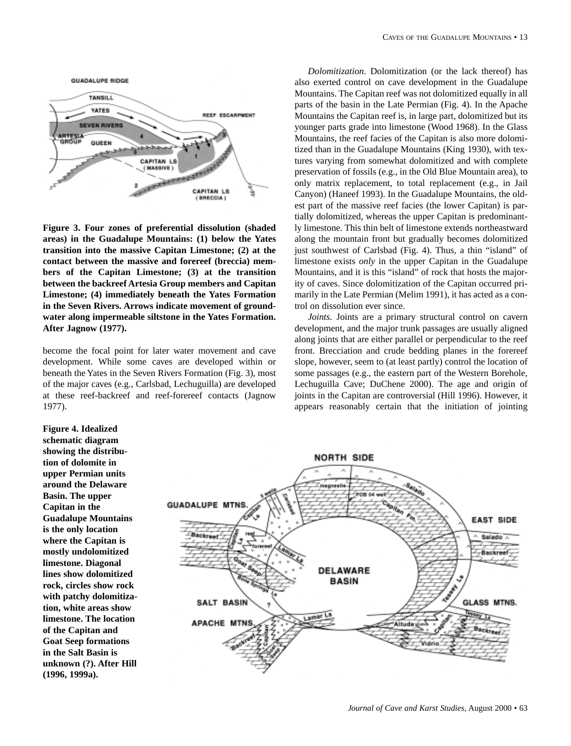**Figure 3. Four zones of preferential dissolution (shaded areas) in the Guadalupe Mountains: (1) below the Yates transition into the massive Capitan Limestone; (2) at the contact between the massive and forereef (breccia) members of the Capitan Limestone; (3) at the transition between the backreef Artesia Group members and Capitan Limestone; (4) immediately beneath the Yates Formation in the Seven Rivers. Arrows indicate movement of groundwater along impermeable siltstone in the Yates Formation. After Jagnow (1977).**

become the focal point for later water movement and cave development. While some caves are developed within or beneath the Yates in the Seven Rivers Formation (Fig. 3), most of the major caves (e.g., Carlsbad, Lechuguilla) are developed at these reef-backreef and reef-forereef contacts (Jagnow 1977).

*Dolomitization*. Dolomitization (or the lack thereof) has also exerted control on cave development in the Guadalupe Mountains. The Capitan reef was not dolomitized equally in all parts of the basin in the Late Permian (Fig. 4). In the Apache Mountains the Capitan reef is, in large part, dolomitized but its younger parts grade into limestone (Wood 1968). In the Glass Mountains, the reef facies of the Capitan is also more dolomitized than in the Guadalupe Mountains (King 1930), with textures varying from somewhat dolomitized and with complete preservation of fossils (e.g., in the Old Blue Mountain area), to only matrix replacement, to total replacement (e.g., in Jail Canyon) (Haneef 1993). In the Guadalupe Mountains, the oldest part of the massive reef facies (the lower Capitan) is partially dolomitized, whereas the upper Capitan is predominantly limestone. This thin belt of limestone extends northeastward along the mountain front but gradually becomes dolomitized just southwest of Carlsbad (Fig. 4). Thus, a thin "island" of limestone exists *only* in the upper Capitan in the Guadalupe Mountains, and it is this "island" of rock that hosts the majority of caves. Since dolomitization of the Capitan occurred primarily in the Late Permian (Melim 1991), it has acted as a control on dissolution ever since.

*Joints.* Joints are a primary structural control on cavern development, and the major trunk passages are usually aligned along joints that are either parallel or perpendicular to the reef front. Brecciation and crude bedding planes in the forereef slope, however, seem to (at least partly) control the location of some passages (e.g., the eastern part of the Western Borehole, Lechuguilla Cave; DuChene 2000). The age and origin of joints in the Capitan are controversial (Hill 1996). However, it appears reasonably certain that the initiation of jointing

**Figure 4. Idealized schematic diagram showing the distribution of dolomite in upper Permian units around the Delaware Basin. The upper Capitan in the Guadalupe Mountains is the only location where the Capitan is mostly undolomitized limestone. Diagonal lines show dolomitized rock, circles show rock with patchy dolomitization, white areas show limestone. The location of the Capitan and Goat Seep formations in the Salt Basin is unknown (?). After Hill (1996, 1999a).**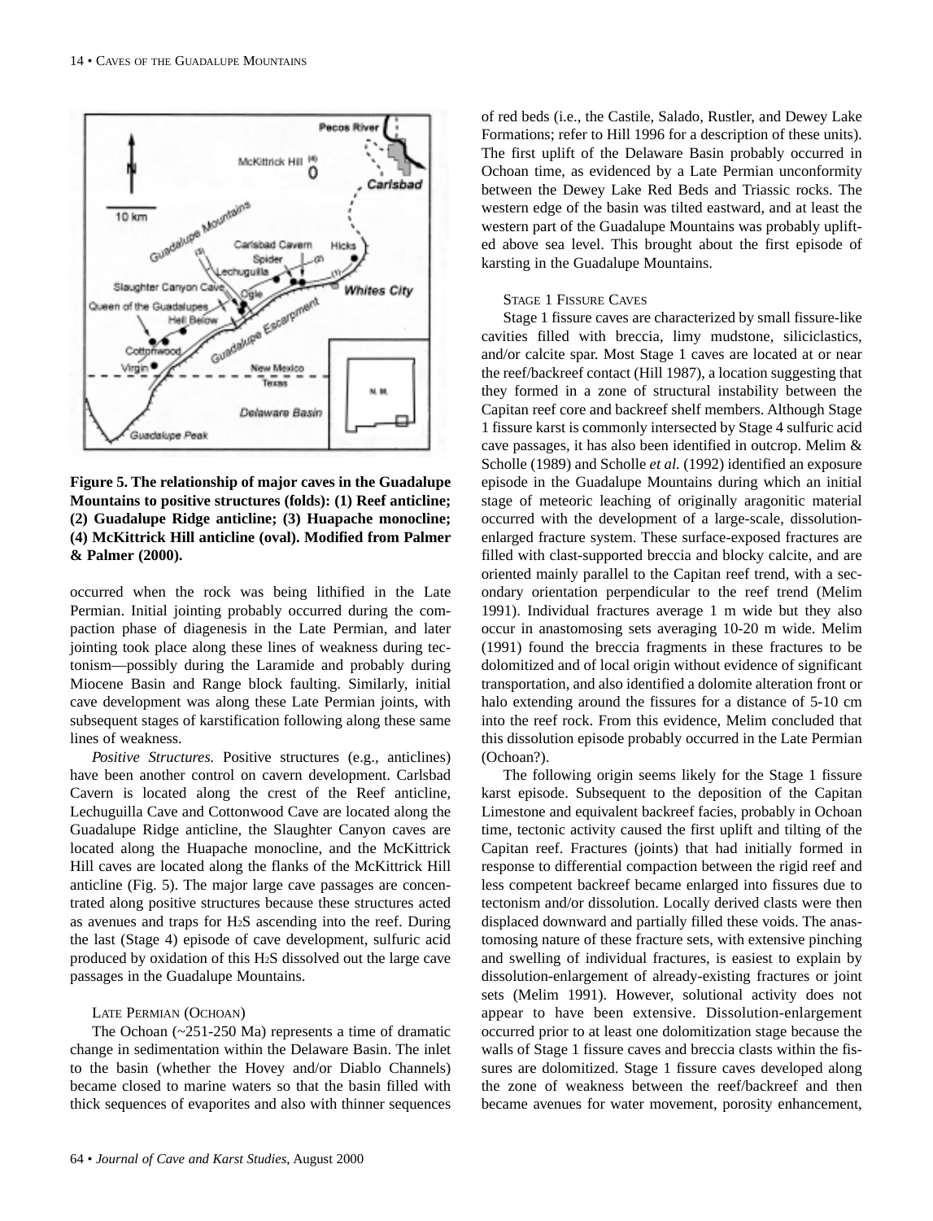**Figure 5. The relationship of major caves in the Guadalupe Mountains to positive structures (folds): (1) Reef anticline; (2) Guadalupe Ridge anticline; (3) Huapache monocline; (4) McKittrick Hill anticline (oval). Modified from Palmer & Palmer (2000).**

occurred when the rock was being lithified in the Late Permian. Initial jointing probably occurred during the compaction phase of diagenesis in the Late Permian, and later jointing took place along these lines of weakness during tectonism—possibly during the Laramide and probably during Miocene Basin and Range block faulting. Similarly, initial cave development was along these Late Permian joints, with subsequent stages of karstification following along these same lines of weakness.

*Positive Structures.* Positive structures (e.g., anticlines) have been another control on cavern development. Carlsbad Cavern is located along the crest of the Reef anticline, Lechuguilla Cave and Cottonwood Cave are located along the Guadalupe Ridge anticline, the Slaughter Canyon caves are located along the Huapache monocline, and the McKittrick Hill caves are located along the flanks of the McKittrick Hill anticline (Fig. 5). The major large cave passages are concentrated along positive structures because these structures acted as avenues and traps for $H_2S$ ascending into the reef. During the last (Stage 4) episode of cave development, sulfuric acid produced by oxidation of this $H_2S$ dissolved out the large cave passages in the Guadalupe Mountains.

### Late Permian (Ochoan)

The Ochoan (~251-250 Ma) represents a time of dramatic change in sedimentation within the Delaware Basin. The inlet to the basin (whether the Hovey and/or Diablo Channels) became closed to marine waters so that the basin filled with thick sequences of evaporites and also with thinner sequences of red beds (i.e., the Castile, Salado, Rustler, and Dewey Lake Formations; refer to Hill 1996 for a description of these units). The first uplift of the Delaware Basin probably occurred in Ochoan time, as evidenced by a Late Permian unconformity between the Dewey Lake Red Beds and Triassic rocks. The western edge of the basin was tilted eastward, and at least the western part of the Guadalupe Mountains was probably uplifted above sea level. This brought about the first episode of karsting in the Guadalupe Mountains.

### Stage 1 Fissure Caves

Stage 1 fissure caves are characterized by small fissure-like cavities filled with breccia, limy mudstone, siliciclastics, and/or calcite spar. Most Stage 1 caves are located at or near the reef/backreef contact (Hill 1987), a location suggesting that they formed in a zone of structural instability between the Capitan reef core and backreef shelf members. Although Stage 1 fissure karst is commonly intersected by Stage 4 sulfuric acid cave passages, it has also been identified in outcrop. Melim & Scholle (1989) and Scholle *et al.* (1992) identified an exposure episode in the Guadalupe Mountains during which an initial stage of meteoric leaching of originally aragonitic material occurred with the development of a large-scale, dissolution-enlarged fracture system. These surface-exposed fractures are filled with clast-supported breccia and blocky calcite, and are oriented mainly parallel to the Capitan reef trend, with a secondary orientation perpendicular to the reef trend (Melim 1991). Individual fractures average 1 m wide but they also occur in anastomosing sets averaging 10-20 m wide. Melim (1991) found the breccia fragments in these fractures to be dolomitized and of local origin without evidence of significant transportation, and also identified a dolomite alteration front or halo extending around the fissures for a distance of 5-10 cm into the reef rock. From this evidence, Melim concluded that this dissolution episode probably occurred in the Late Permian (Ochoan?).

The following origin seems likely for the Stage 1 fissure karst episode. Subsequent to the deposition of the Capitan Limestone and equivalent backreef facies, probably in Ochoan time, tectonic activity caused the first uplift and tilting of the Capitan reef. Fractures (joints) that had initially formed in response to differential compaction between the rigid reef and less competent backreef became enlarged into fissures due to tectonism and/or dissolution. Locally derived clasts were then displaced downward and partially filled these voids. The anastomosing nature of these fracture sets, with extensive pinching and swelling of individual fractures, is easiest to explain by dissolution-enlargement of already-existing fractures or joint sets (Melim 1991). However, solutional activity does not appear to have been extensive. Dissolution-enlargement occurred prior to at least one dolomitization stage because the walls of Stage 1 fissure caves and breccia clasts within the fissures are dolomitized. Stage 1 fissure caves developed along the zone of weakness between the reef/backreef and then became avenues for water movement, porosity enhancement,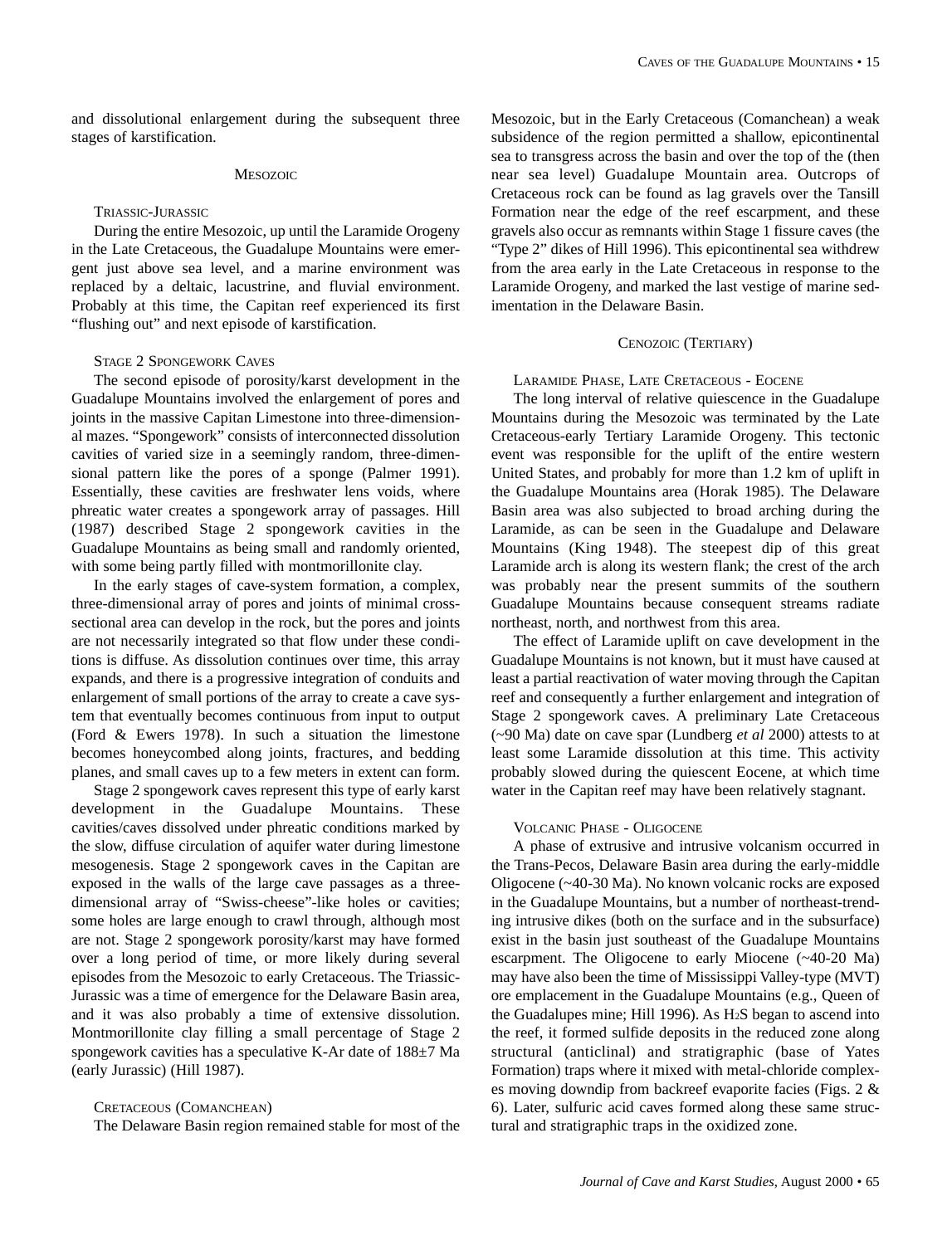and dissolutional enlargement during the subsequent three stages of karstification.

## Mesozoic

### Triassic-Jurassic

During the entire Mesozoic, up until the Laramide Orogeny in the Late Cretaceous, the Guadalupe Mountains were emergent just above sea level, and a marine environment was replaced by a deltaic, lacustrine, and fluvial environment. Probably at this time, the Capitan reef experienced its first "flushing out" and next episode of karstification.

### Stage 2 Spongework Caves

The second episode of porosity/karst development in the Guadalupe Mountains involved the enlargement of pores and joints in the massive Capitan Limestone into three-dimensional mazes. "Spongework" consists of interconnected dissolution cavities of varied size in a seemingly random, three-dimensional pattern like the pores of a sponge (Palmer 1991). Essentially, these cavities are freshwater lens voids, where phreatic water creates a spongework array of passages. Hill (1987) described Stage 2 spongework cavities in the Guadalupe Mountains as being small and randomly oriented, with some being partly filled with montmorillonite clay.

In the early stages of cave-system formation, a complex, three-dimensional array of pores and joints of minimal cross-sectional area can develop in the rock, but the pores and joints are not necessarily integrated so that flow under these conditions is diffuse. As dissolution continues over time, this array expands, and there is a progressive integration of conduits and enlargement of small portions of the array to create a cave system that eventually becomes continuous from input to output (Ford & Ewers 1978). In such a situation the limestone becomes honeycombed along joints, fractures, and bedding planes, and small caves up to a few meters in extent can form.

Stage 2 spongework caves represent this type of early karst development in the Guadalupe Mountains. These cavities/caves dissolved under phreatic conditions marked by the slow, diffuse circulation of aquifer water during limestone mesogenesis. Stage 2 spongework caves in the Capitan are exposed in the walls of the large cave passages as a three-dimensional array of "Swiss-cheese"-like holes or cavities; some holes are large enough to crawl through, although most are not. Stage 2 spongework porosity/karst may have formed over a long period of time, or more likely during several episodes from the Mesozoic to early Cretaceous. The Triassic-Jurassic was a time of emergence for the Delaware Basin area, and it was also probably a time of extensive dissolution. Montmorillonite clay filling a small percentage of Stage 2 spongework cavities has a speculative K-Ar date of 188±7 Ma (early Jurassic) (Hill 1987).

### Cretaceous (Comanchean)

The Delaware Basin region remained stable for most of the Mesozoic, but in the Early Cretaceous (Comanchean) a weak subsidence of the region permitted a shallow, epicontinental sea to transgress across the basin and over the top of the (then near sea level) Guadalupe Mountain area. Outcrops of Cretaceous rock can be found as lag gravels over the Tansill Formation near the edge of the reef escarpment, and these gravels also occur as remnants within Stage 1 fissure caves (the "Type 2" dikes of Hill 1996). This epicontinental sea withdrew from the area early in the Late Cretaceous in response to the Laramide Orogeny, and marked the last vestige of marine sedimentation in the Delaware Basin.

## Cenozoic (Tertiary)

### Laramide Phase, Late Cretaceous - Eocene

The long interval of relative quiescence in the Guadalupe Mountains during the Mesozoic was terminated by the Late Cretaceous-early Tertiary Laramide Orogeny. This tectonic event was responsible for the uplift of the entire western United States, and probably for more than 1.2 km of uplift in the Guadalupe Mountains area (Horak 1985). The Delaware Basin area was also subjected to broad arching during the Laramide, as can be seen in the Guadalupe and Delaware Mountains (King 1948). The steepest dip of this great Laramide arch is along its western flank; the crest of the arch was probably near the present summits of the southern Guadalupe Mountains because consequent streams radiate northeast, north, and northwest from this area.

The effect of Laramide uplift on cave development in the Guadalupe Mountains is not known, but it must have caused at least a partial reactivation of water moving through the Capitan reef and consequently a further enlargement and integration of Stage 2 spongework caves. A preliminary Late Cretaceous (~90 Ma) date on cave spar (Lundberg *et al* 2000) attests to at least some Laramide dissolution at this time. This activity probably slowed during the quiescent Eocene, at which time water in the Capitan reef may have been relatively stagnant.

### Volcanic Phase - Oligocene

A phase of extrusive and intrusive volcanism occurred in the Trans-Pecos, Delaware Basin area during the early-middle Oligocene (~40-30 Ma). No known volcanic rocks are exposed in the Guadalupe Mountains, but a number of northeast-trending intrusive dikes (both on the surface and in the subsurface) exist in the basin just southeast of the Guadalupe Mountains escarpment. The Oligocene to early Miocene (~40-20 Ma) may have also been the time of Mississippi Valley-type (MVT) ore emplacement in the Guadalupe Mountains (e.g., Queen of the Guadalupes mine; Hill 1996). As $H_2S$ began to ascend into the reef, it formed sulfide deposits in the reduced zone along structural (anticlinal) and stratigraphic (base of Yates Formation) traps where it mixed with metal-chloride complexes moving downdip from backreef evaporite facies (Figs. 2 & 6). Later, sulfuric acid caves formed along these same structural and stratigraphic traps in the oxidized zone.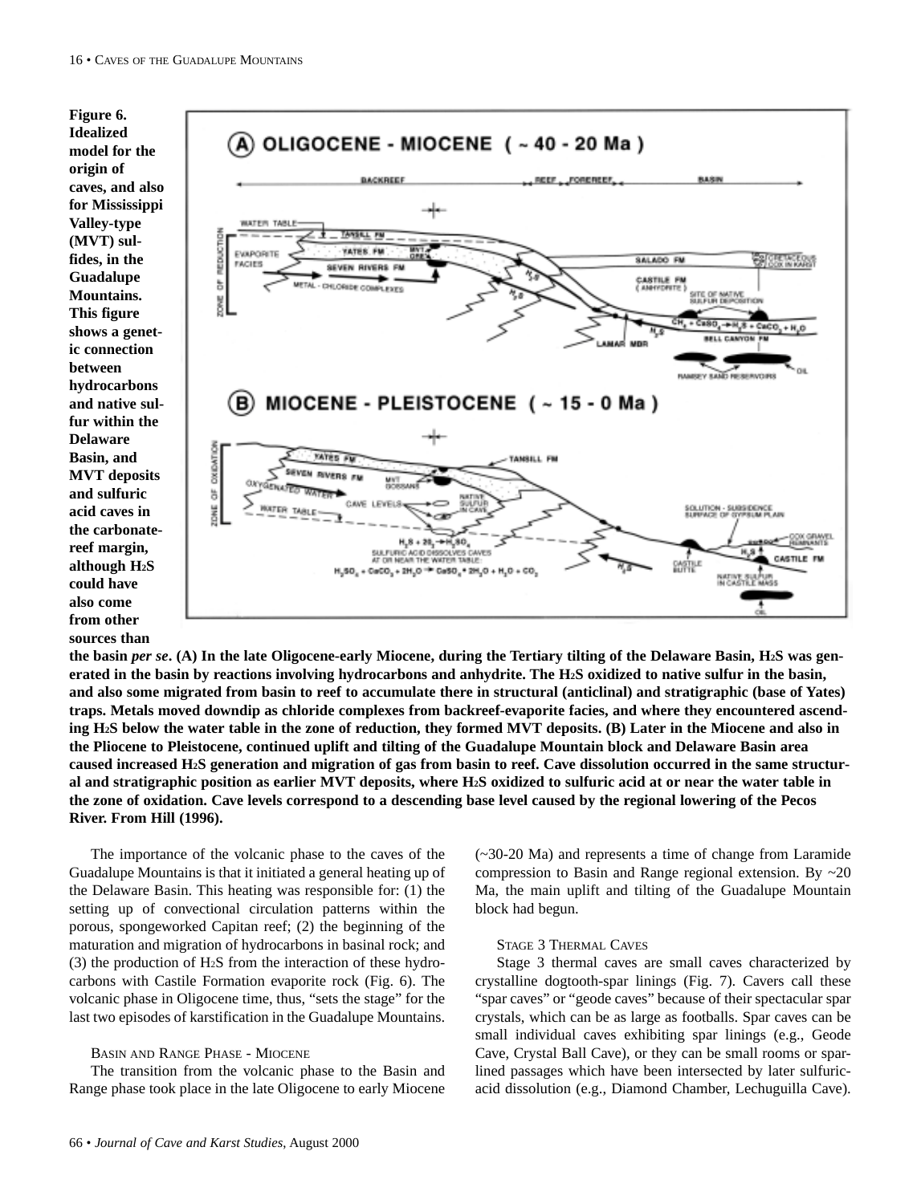**Figure 6. Idealized model for the origin of caves, and also for Mississippi Valley-type (MVT) sulfides, in the Guadalupe Mountains. This figure shows a genetic connection between hydrocarbons and native sulfur within the Delaware Basin, and MVT deposits and sulfuric acid caves in the carbonate-reef margin, although $H_2S$ could have also come from other sources than the basin *per se*. (A) In the late Oligocene-early Miocene, during the Tertiary tilting of the Delaware Basin, $H_2S$ was generated in the basin by reactions involving hydrocarbons and anhydrite. The $H_2S$ oxidized to native sulfur in the basin, and also some migrated from basin to reef to accumulate there in structural (anticlinal) and stratigraphic (base of Yates) traps. Metals moved downdip as chloride complexes from backreef-evaporite facies, and where they encountered ascending $H_2S$ below the water table in the zone of reduction, they formed MVT deposits. (B) Later in the Miocene and also in the Pliocene to Pleistocene, continued uplift and tilting of the Guadalupe Mountain block and Delaware Basin area caused increased $H_2S$ generation and migration of gas from basin to reef. Cave dissolution occurred in the same structural and stratigraphic position as earlier MVT deposits, where $H_2S$ oxidized to sulfuric acid at or near the water table in the zone of oxidation. Cave levels correspond to a descending base level caused by the regional lowering of the Pecos River. From Hill (1996).**

The importance of the volcanic phase to the caves of the Guadalupe Mountains is that it initiated a general heating up of the Delaware Basin. This heating was responsible for: (1) the setting up of convectional circulation patterns within the porous, spongeworked Capitan reef; (2) the beginning of the maturation and migration of hydrocarbons in basinal rock; and (3) the production of $H_2S$ from the interaction of these hydrocarbons with Castile Formation evaporite rock (Fig. 6). The volcanic phase in Oligocene time, thus, "sets the stage" for the last two episodes of karstification in the Guadalupe Mountains.

### Basin and Range Phase - Miocene

The transition from the volcanic phase to the Basin and Range phase took place in the late Oligocene to early Miocene (~30-20 Ma) and represents a time of change from Laramide compression to Basin and Range regional extension. By ~20 Ma, the main uplift and tilting of the Guadalupe Mountain block had begun.

### Stage 3 Thermal Caves

Stage 3 thermal caves are small caves characterized by crystalline dogtooth-spar linings (Fig. 7). Cavers call these "spar caves" or "geode caves" because of their spectacular spar crystals, which can be as large as footballs. Spar caves can be small individual caves exhibiting spar linings (e.g., Geode Cave, Crystal Ball Cave), or they can be small rooms or spar-lined passages which have been intersected by later sulfuric-acid dissolution (e.g., Diamond Chamber, Lechuguilla Cave).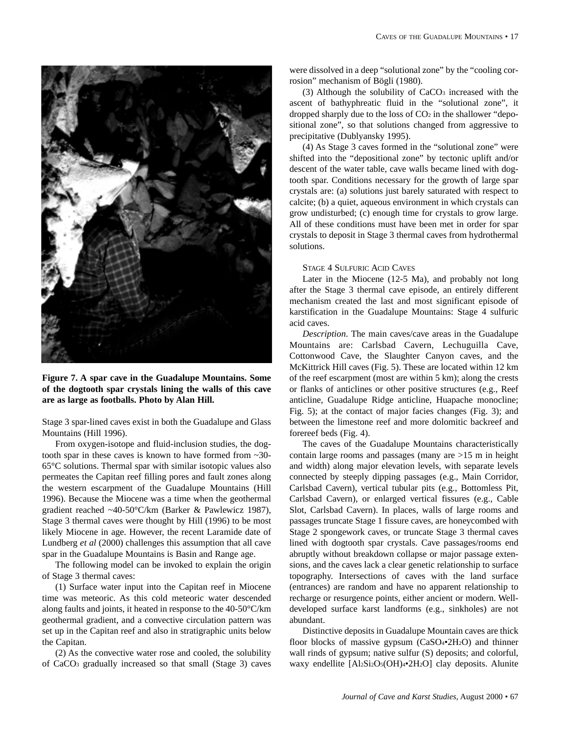**Figure 7. A spar cave in the Guadalupe Mountains. Some of the dogtooth spar crystals lining the walls of this cave are as large as footballs. Photo by Alan Hill.**

Stage 3 spar-lined caves exist in both the Guadalupe and Glass Mountains (Hill 1996).

From oxygen-isotope and fluid-inclusion studies, the dogtooth spar in these caves is known to have formed from ~30-65°C solutions. Thermal spar with similar isotopic values also permeates the Capitan reef filling pores and fault zones along the western escarpment of the Guadalupe Mountains (Hill 1996). Because the Miocene was a time when the geothermal gradient reached ~40-50°C/km (Barker & Pawlewicz 1987), Stage 3 thermal caves were thought by Hill (1996) to be most likely Miocene in age. However, the recent Laramide date of Lundberg *et al* (2000) challenges this assumption that all cave spar in the Guadalupe Mountains is Basin and Range age.

The following model can be invoked to explain the origin of Stage 3 thermal caves:

(1) Surface water input into the Capitan reef in Miocene time was meteoric. As this cold meteoric water descended along faults and joints, it heated in response to the 40-50°C/km geothermal gradient, and a convective circulation pattern was set up in the Capitan reef and also in stratigraphic units below the Capitan.

(2) As the convective water rose and cooled, the solubility of $CaCO_3$ gradually increased so that small (Stage 3) caves were dissolved in a deep "solutional zone" by the "cooling corrosion" mechanism of Bögli (1980).

(3) Although the solubility of $CaCO_3$ increased with the ascent of bathyphreatic fluid in the "solutional zone", it dropped sharply due to the loss of $CO_2$ in the shallower "depositional zone", so that solutions changed from aggressive to precipitative (Dublyansky 1995).

(4) As Stage 3 caves formed in the "solutional zone" were shifted into the "depositional zone" by tectonic uplift and/or descent of the water table, cave walls became lined with dogtooth spar. Conditions necessary for the growth of large spar crystals are: (a) solutions just barely saturated with respect to calcite; (b) a quiet, aqueous environment in which crystals can grow undisturbed; (c) enough time for crystals to grow large. All of these conditions must have been met in order for spar crystals to deposit in Stage 3 thermal caves from hydrothermal solutions.

### Stage 4 Sulfuric Acid Caves

Later in the Miocene (12-5 Ma), and probably not long after the Stage 3 thermal cave episode, an entirely different mechanism created the last and most significant episode of karstification in the Guadalupe Mountains: Stage 4 sulfuric acid caves.

*Description*. The main caves/cave areas in the Guadalupe Mountains are: Carlsbad Cavern, Lechuguilla Cave, Cottonwood Cave, the Slaughter Canyon caves, and the McKittrick Hill caves (Fig. 5). These are located within 12 km of the reef escarpment (most are within 5 km); along the crests or flanks of anticlines or other positive structures (e.g., Reef anticline, Guadalupe Ridge anticline, Huapache monocline; Fig. 5); at the contact of major facies changes (Fig. 3); and between the limestone reef and more dolomitic backreef and forereef beds (Fig. 4).

The caves of the Guadalupe Mountains characteristically contain large rooms and passages (many are >15 m in height and width) along major elevation levels, with separate levels connected by steeply dipping passages (e.g., Main Corridor, Carlsbad Cavern), vertical tubular pits (e.g., Bottomless Pit, Carlsbad Cavern), or enlarged vertical fissures (e.g., Cable Slot, Carlsbad Cavern). In places, walls of large rooms and passages truncate Stage 1 fissure caves, are honeycombed with Stage 2 spongework caves, or truncate Stage 3 thermal caves lined with dogtooth spar crystals. Cave passages/rooms end abruptly without breakdown collapse or major passage extensions, and the caves lack a clear genetic relationship to surface topography. Intersections of caves with the land surface (entrances) are random and have no apparent relationship to recharge or resurgence points, either ancient or modern. Well-developed surface karst landforms (e.g., sinkholes) are not abundant.

Distinctive deposits in Guadalupe Mountain caves are thick floor blocks of massive gypsum ($CaSO_4 \cdot 2H_2O$) and thinner wall rinds of gypsum; native sulfur (S) deposits; and colorful, waxy endellite [$Al_2Si_2O_5(OH)_4 \cdot 2H_2O$] clay deposits. Alunite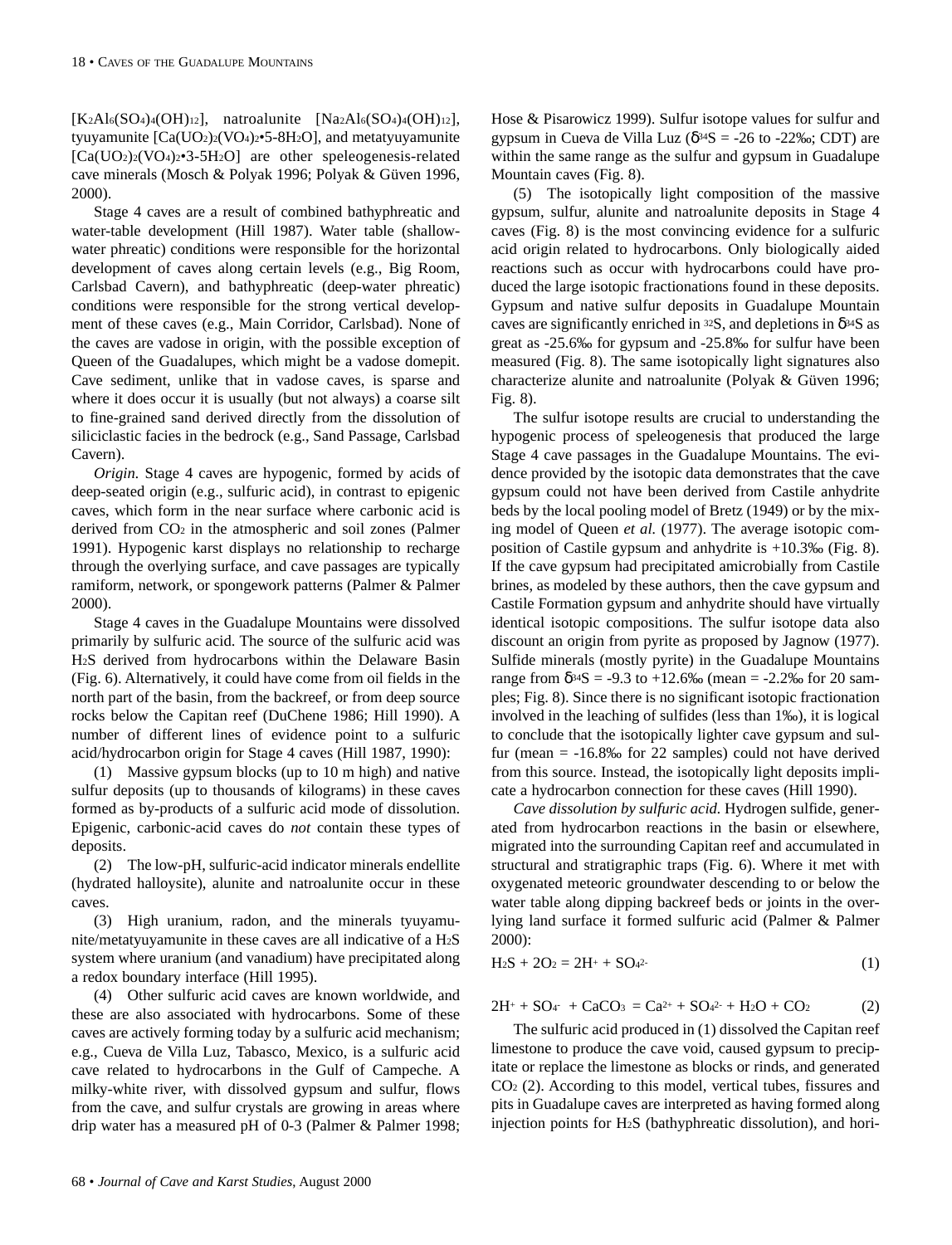$[K_2Al_6(SO_4)_4(OH)_{12}]$, natroalunite $[Na_2Al_6(SO_4)_4(OH)_{12}]$, tyuyamunite $[Ca(UO_2)_2(VO_4)_2 \cdot 5\text{-}8H_2O]$, and metatyuyamunite $[Ca(UO_2)_2(VO_4)_2 \cdot 3\text{-}5H_2O]$ are other speleogenesis-related cave minerals (Mosch & Polyak 1996; Polyak & Güven 1996, 2000).

Stage 4 caves are a result of combined bathyphreatic and water-table development (Hill 1987). Water table (shallow-water phreatic) conditions were responsible for the horizontal development of caves along certain levels (e.g., Big Room, Carlsbad Cavern), and bathyphreatic (deep-water phreatic) conditions were responsible for the strong vertical development of these caves (e.g., Main Corridor, Carlsbad). None of the caves are vadose in origin, with the possible exception of Queen of the Guadalupes, which might be a vadose domepit. Cave sediment, unlike that in vadose caves, is sparse and where it does occur it is usually (but not always) a coarse silt to fine-grained sand derived directly from the dissolution of siliciclastic facies in the bedrock (e.g., Sand Passage, Carlsbad Cavern).

*Origin*. Stage 4 caves are hypogenic, formed by acids of deep-seated origin (e.g., sulfuric acid), in contrast to epigenic caves, which form in the near surface where carbonic acid is derived from $CO_2$ in the atmospheric and soil zones (Palmer 1991). Hypogenic karst displays no relationship to recharge through the overlying surface, and cave passages are typically ramiform, network, or spongework patterns (Palmer & Palmer 2000).

Stage 4 caves in the Guadalupe Mountains were dissolved primarily by sulfuric acid. The source of the sulfuric acid was $H_2S$ derived from hydrocarbons within the Delaware Basin (Fig. 6). Alternatively, it could have come from oil fields in the north part of the basin, from the backreef, or from deep source rocks below the Capitan reef (DuChene 1986; Hill 1990). A number of different lines of evidence point to a sulfuric acid/hydrocarbon origin for Stage 4 caves (Hill 1987, 1990):

(1) Massive gypsum blocks (up to 10 m high) and native sulfur deposits (up to thousands of kilograms) in these caves formed as by-products of a sulfuric acid mode of dissolution. Epigenic, carbonic-acid caves do *not* contain these types of deposits.

(2) The low-pH, sulfuric-acid indicator minerals endellite (hydrated halloysite), alunite and natroalunite occur in these caves.

(3) High uranium, radon, and the minerals tyuyamunite/metatyuyamunite in these caves are all indicative of a $H_2S$ system where uranium (and vanadium) have precipitated along a redox boundary interface (Hill 1995).

(4) Other sulfuric acid caves are known worldwide, and these are also associated with hydrocarbons. Some of these caves are actively forming today by a sulfuric acid mechanism; e.g., Cueva de Villa Luz, Tabasco, Mexico, is a sulfuric acid cave related to hydrocarbons in the Gulf of Campeche. A milky-white river, with dissolved gypsum and sulfur, flows from the cave, and sulfur crystals are growing in areas where drip water has a measured pH of 0-3 (Palmer & Palmer 1998; Hose & Pisarowicz 1999). Sulfur isotope values for sulfur and gypsum in Cueva de Villa Luz ($\delta^{34}S$ = -26 to -22‰; CDT) are within the same range as the sulfur and gypsum in Guadalupe Mountain caves (Fig. 8).

(5) The isotopically light composition of the massive gypsum, sulfur, alunite and natroalunite deposits in Stage 4 caves (Fig. 8) is the most convincing evidence for a sulfuric acid origin related to hydrocarbons. Only biologically aided reactions such as occur with hydrocarbons could have produced the large isotopic fractionations found in these deposits. Gypsum and native sulfur deposits in Guadalupe Mountain caves are significantly enriched in $^{32}S$, and depletions in $\delta^{34}S$ as great as -25.6‰ for gypsum and -25.8‰ for sulfur have been measured (Fig. 8). The same isotopically light signatures also characterize alunite and natroalunite (Polyak & Güven 1996; Fig. 8).

The sulfur isotope results are crucial to understanding the hypogenic process of speleogenesis that produced the large Stage 4 cave passages in the Guadalupe Mountains. The evidence provided by the isotopic data demonstrates that the cave gypsum could not have been derived from Castile anhydrite beds by the local pooling model of Bretz (1949) or by the mixing model of Queen *et al.* (1977). The average isotopic composition of Castile gypsum and anhydrite is +10.3‰ (Fig. 8). If the cave gypsum had precipitated amicrobially from Castile brines, as modeled by these authors, then the cave gypsum and Castile Formation gypsum and anhydrite should have virtually identical isotopic compositions. The sulfur isotope data also discount an origin from pyrite as proposed by Jagnow (1977). Sulfide minerals (mostly pyrite) in the Guadalupe Mountains range from $\delta^{34}S$ = -9.3 to +12.6‰ (mean = -2.2‰ for 20 samples; Fig. 8). Since there is no significant isotopic fractionation involved in the leaching of sulfides (less than 1‰), it is logical to conclude that the isotopically lighter cave gypsum and sulfur (mean = -16.8‰ for 22 samples) could not have derived from this source. Instead, the isotopically light deposits implicate a hydrocarbon connection for these caves (Hill 1990).

*Cave dissolution by sulfuric acid*. Hydrogen sulfide, generated from hydrocarbon reactions in the basin or elsewhere, migrated into the surrounding Capitan reef and accumulated in structural and stratigraphic traps (Fig. 6). Where it met with oxygenated meteoric groundwater descending to or below the water table along dipping backreef beds or joints in the overlying land surface it formed sulfuric acid (Palmer & Palmer 2000):

$$H_2S + 2O_2 = 2H^+ + SO_4^{2-} \qquad (1)$$

$$2H^+ + SO_4^- + CaCO_3 = Ca^{2+} + SO_4^{2-} + H_2O + CO_2 \qquad (2)$$

The sulfuric acid produced in (1) dissolved the Capitan reef limestone to produce the cave void, caused gypsum to precipitate or replace the limestone as blocks or rinds, and generated $CO_2$ (2). According to this model, vertical tubes, fissures and pits in Guadalupe caves are interpreted as having formed along injection points for $H_2S$ (bathyphreatic dissolution), and hori-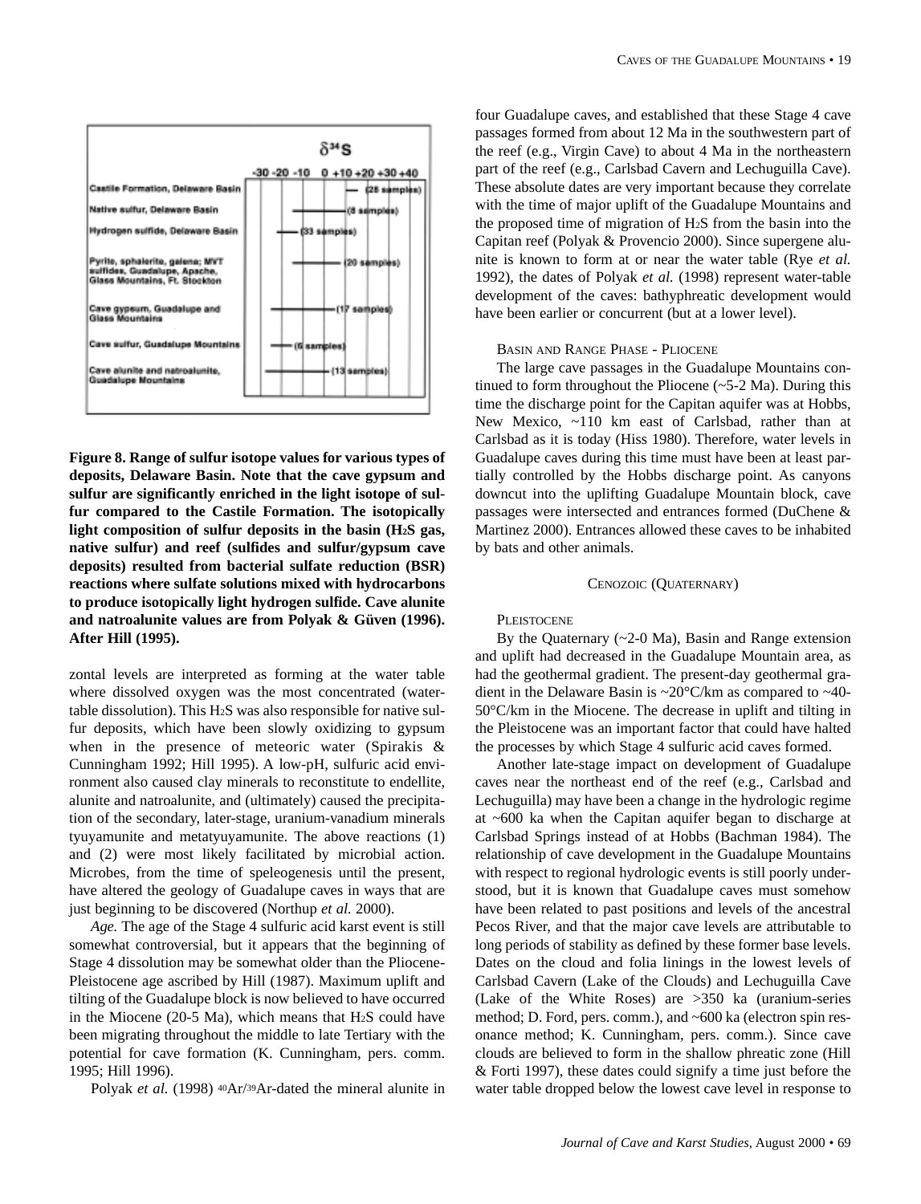**Figure 8. Range of sulfur isotope values for various types of deposits, Delaware Basin. Note that the cave gypsum and sulfur are significantly enriched in the light isotope of sulfur compared to the Castile Formation. The isotopically light composition of sulfur deposits in the basin ($H_2S$ gas, native sulfur) and reef (sulfides and sulfur/gypsum cave deposits) resulted from bacterial sulfate reduction (BSR) reactions where sulfate solutions mixed with hydrocarbons to produce isotopically light hydrogen sulfide. Cave alunite and natroalunite values are from Polyak & Güven (1996). After Hill (1995).**

zontal levels are interpreted as forming at the water table where dissolved oxygen was the most concentrated (water-table dissolution). This $H_2S$ was also responsible for native sulfur deposits, which have been slowly oxidizing to gypsum when in the presence of meteoric water (Spirakis & Cunningham 1992; Hill 1995). A low-pH, sulfuric acid environment also caused clay minerals to reconstitute to endellite, alunite and natroalunite, and (ultimately) caused the precipitation of the secondary, later-stage, uranium-vanadium minerals tyuyamunite and metatyuyamunite. The above reactions (1) and (2) were most likely facilitated by microbial action. Microbes, from the time of speleogenesis until the present, have altered the geology of Guadalupe caves in ways that are just beginning to be discovered (Northup *et al.* 2000).

*Age.* The age of the Stage 4 sulfuric acid karst event is still somewhat controversial, but it appears that the beginning of Stage 4 dissolution may be somewhat older than the Pliocene-Pleistocene age ascribed by Hill (1987). Maximum uplift and tilting of the Guadalupe block is now believed to have occurred in the Miocene (20-5 Ma), which means that $H_2S$ could have been migrating throughout the middle to late Tertiary with the potential for cave formation (K. Cunningham, pers. comm. 1995; Hill 1996).

Polyak *et al.* (1998) $^{40}Ar/^{39}Ar$-dated the mineral alunite in four Guadalupe caves, and established that these Stage 4 cave passages formed from about 12 Ma in the southwestern part of the reef (e.g., Virgin Cave) to about 4 Ma in the northeastern part of the reef (e.g., Carlsbad Cavern and Lechuguilla Cave). These absolute dates are very important because they correlate with the time of major uplift of the Guadalupe Mountains and the proposed time of migration of $H_2S$ from the basin into the Capitan reef (Polyak & Provencio 2000). Since supergene alunite is known to form at or near the water table (Rye *et al.* 1992), the dates of Polyak *et al.* (1998) represent water-table development of the caves: bathyphreatic development would have been earlier or concurrent (but at a lower level).

#### Basin and Range Phase - Pliocene

The large cave passages in the Guadalupe Mountains continued to form throughout the Pliocene (~5-2 Ma). During this time the discharge point for the Capitan aquifer was at Hobbs, New Mexico, ~110 km east of Carlsbad, rather than at Carlsbad as it is today (Hiss 1980). Therefore, water levels in Guadalupe caves during this time must have been at least partially controlled by the Hobbs discharge point. As canyons downcut into the uplifting Guadalupe Mountain block, cave passages were intersected and entrances formed (DuChene & Martinez 2000). Entrances allowed these caves to be inhabited by bats and other animals.

### Cenozoic (Quaternary)

#### Pleistocene

By the Quaternary (~2-0 Ma), Basin and Range extension and uplift had decreased in the Guadalupe Mountain area, as had the geothermal gradient. The present-day geothermal gradient in the Delaware Basin is ~20°C/km as compared to ~40-50°C/km in the Miocene. The decrease in uplift and tilting in the Pleistocene was an important factor that could have halted the processes by which Stage 4 sulfuric acid caves formed.

Another late-stage impact on development of Guadalupe caves near the northeast end of the reef (e.g., Carlsbad and Lechuguilla) may have been a change in the hydrologic regime at ~600 ka when the Capitan aquifer began to discharge at Carlsbad Springs instead of at Hobbs (Bachman 1984). The relationship of cave development in the Guadalupe Mountains with respect to regional hydrologic events is still poorly understood, but it is known that Guadalupe caves must somehow have been related to past positions and levels of the ancestral Pecos River, and that the major cave levels are attributable to long periods of stability as defined by these former base levels. Dates on the cloud and folia linings in the lowest levels of Carlsbad Cavern (Lake of the Clouds) and Lechuguilla Cave (Lake of the White Roses) are >350 ka (uranium-series method; D. Ford, pers. comm.), and ~600 ka (electron spin resonance method; K. Cunningham, pers. comm.). Since cave clouds are believed to form in the shallow phreatic zone (Hill & Forti 1997), these dates could signify a time just before the water table dropped below the lowest cave level in response to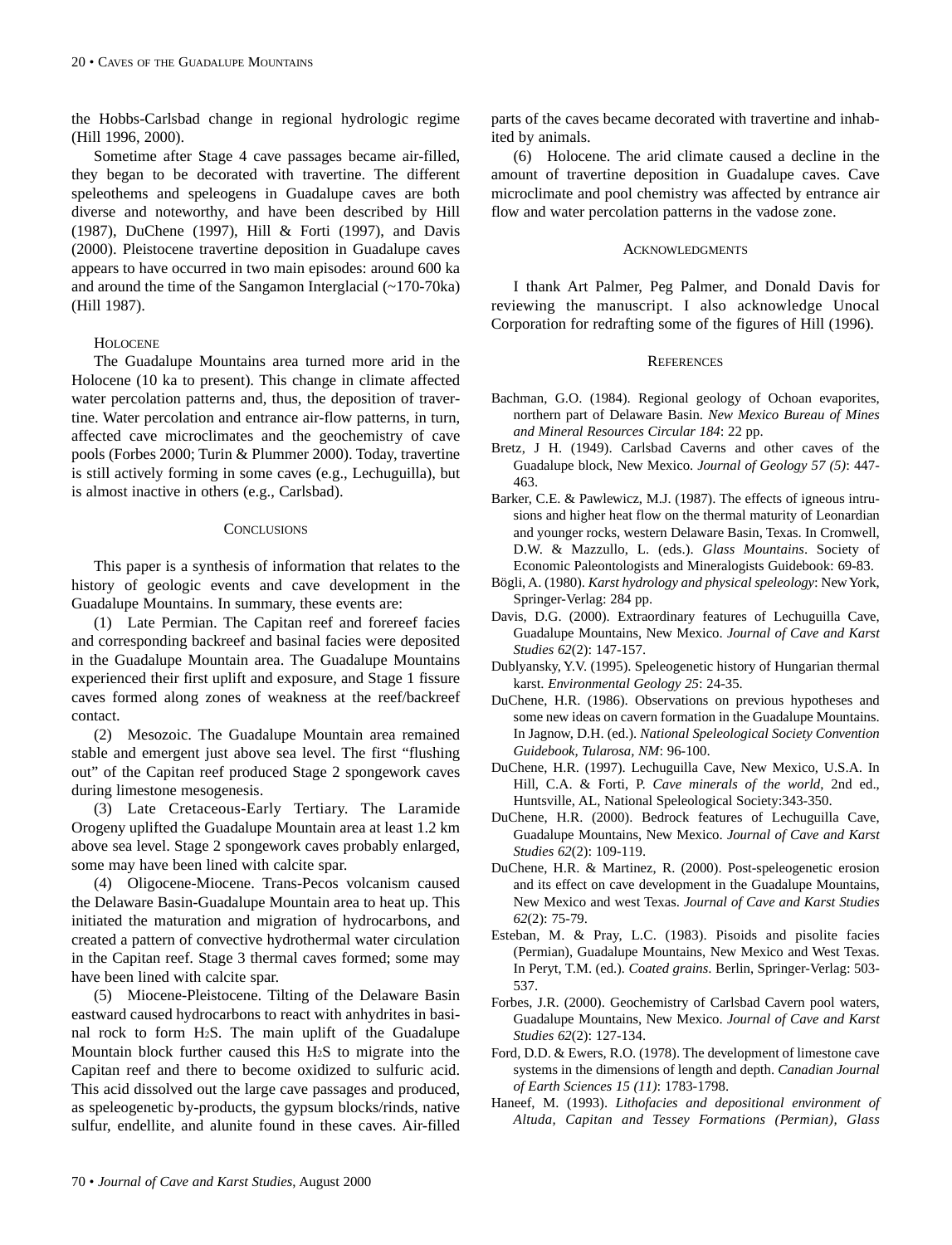the Hobbs-Carlsbad change in regional hydrologic regime (Hill 1996, 2000).

Sometime after Stage 4 cave passages became air-filled, they began to be decorated with travertine. The different speleothems and speleogens in Guadalupe caves are both diverse and noteworthy, and have been described by Hill (1987), DuChene (1997), Hill & Forti (1997), and Davis (2000). Pleistocene travertine deposition in Guadalupe caves appears to have occurred in two main episodes: around 600 ka and around the time of the Sangamon Interglacial (~170-70ka) (Hill 1987).

### Holocene

The Guadalupe Mountains area turned more arid in the Holocene (10 ka to present). This change in climate affected water percolation patterns and, thus, the deposition of travertine. Water percolation and entrance air-flow patterns, in turn, affected cave microclimates and the geochemistry of cave pools (Forbes 2000; Turin & Plummer 2000). Today, travertine is still actively forming in some caves (e.g., Lechuguilla), but is almost inactive in others (e.g., Carlsbad).

## Conclusions

This paper is a synthesis of information that relates to the history of geologic events and cave development in the Guadalupe Mountains. In summary, these events are:

(1) Late Permian. The Capitan reef and forereef facies and corresponding backreef and basinal facies were deposited in the Guadalupe Mountain area. The Guadalupe Mountains experienced their first uplift and exposure, and Stage 1 fissure caves formed along zones of weakness at the reef/backreef contact.

(2) Mesozoic. The Guadalupe Mountain area remained stable and emergent just above sea level. The first "flushing out" of the Capitan reef produced Stage 2 spongework caves during limestone mesogenesis.

(3) Late Cretaceous-Early Tertiary. The Laramide Orogeny uplifted the Guadalupe Mountain area at least 1.2 km above sea level. Stage 2 spongework caves probably enlarged, some may have been lined with calcite spar.

(4) Oligocene-Miocene. Trans-Pecos volcanism caused the Delaware Basin-Guadalupe Mountain area to heat up. This initiated the maturation and migration of hydrocarbons, and created a pattern of convective hydrothermal water circulation in the Capitan reef. Stage 3 thermal caves formed; some may have been lined with calcite spar.

(5) Miocene-Pleistocene. Tilting of the Delaware Basin eastward caused hydrocarbons to react with anhydrites in basinal rock to form $H_2S$. The main uplift of the Guadalupe Mountain block further caused this $H_2S$ to migrate into the Capitan reef and there to become oxidized to sulfuric acid. This acid dissolved out the large cave passages and produced, as speleogenetic by-products, the gypsum blocks/rinds, native sulfur, endellite, and alunite found in these caves. Air-filled parts of the caves became decorated with travertine and inhabited by animals.

(6) Holocene. The arid climate caused a decline in the amount of travertine deposition in Guadalupe caves. Cave microclimate and pool chemistry was affected by entrance air flow and water percolation patterns in the vadose zone.

## Acknowledgments

I thank Art Palmer, Peg Palmer, and Donald Davis for reviewing the manuscript. I also acknowledge Unocal Corporation for redrafting some of the figures of Hill (1996).

## References

Bachman, G.O. (1984). Regional geology of Ochoan evaporites, northern part of Delaware Basin. *New Mexico Bureau of Mines and Mineral Resources Circular 184*: 22 pp.

Bretz, J H. (1949). Carlsbad Caverns and other caves of the Guadalupe block, New Mexico. *Journal of Geology 57 (5)*: 447-463.

Barker, C.E. & Pawlewicz, M.J. (1987). The effects of igneous intrusions and higher heat flow on the thermal maturity of Leonardian and younger rocks, western Delaware Basin, Texas. In Cromwell, D.W. & Mazzullo, L. (eds.). *Glass Mountains*. Society of Economic Paleontologists and Mineralogists Guidebook: 69-83.

Bögli, A. (1980). *Karst hydrology and physical speleology*: New York, Springer-Verlag: 284 pp.

Davis, D.G. (2000). Extraordinary features of Lechuguilla Cave, Guadalupe Mountains, New Mexico. *Journal of Cave and Karst Studies 62*(2): 147-157.

Dublyansky, Y.V. (1995). Speleogenetic history of Hungarian thermal karst. *Environmental Geology 25*: 24-35.

DuChene, H.R. (1986). Observations on previous hypotheses and some new ideas on cavern formation in the Guadalupe Mountains. In Jagnow, D.H. (ed.). *National Speleological Society Convention Guidebook, Tularosa, NM*: 96-100.

DuChene, H.R. (1997). Lechuguilla Cave, New Mexico, U.S.A. In Hill, C.A. & Forti, P. *Cave minerals of the world*, 2nd ed., Huntsville, AL, National Speleological Society:343-350.

DuChene, H.R. (2000). Bedrock features of Lechuguilla Cave, Guadalupe Mountains, New Mexico. *Journal of Cave and Karst Studies 62*(2): 109-119.

DuChene, H.R. & Martinez, R. (2000). Post-speleogenetic erosion and its effect on cave development in the Guadalupe Mountains, New Mexico and west Texas. *Journal of Cave and Karst Studies 62*(2): 75-79.

Esteban, M. & Pray, L.C. (1983). Pisoids and pisolite facies (Permian), Guadalupe Mountains, New Mexico and West Texas. In Peryt, T.M. (ed.). *Coated grains*. Berlin, Springer-Verlag: 503-537.

Forbes, J.R. (2000). Geochemistry of Carlsbad Cavern pool waters, Guadalupe Mountains, New Mexico. *Journal of Cave and Karst Studies 62*(2): 127-134.

Ford, D.D. & Ewers, R.O. (1978). The development of limestone cave systems in the dimensions of length and depth. *Canadian Journal of Earth Sciences 15 (11)*: 1783-1798.

Haneef, M. (1993). *Lithofacies and depositional environment of Altuda, Capitan and Tessey Formations (Permian), Glass*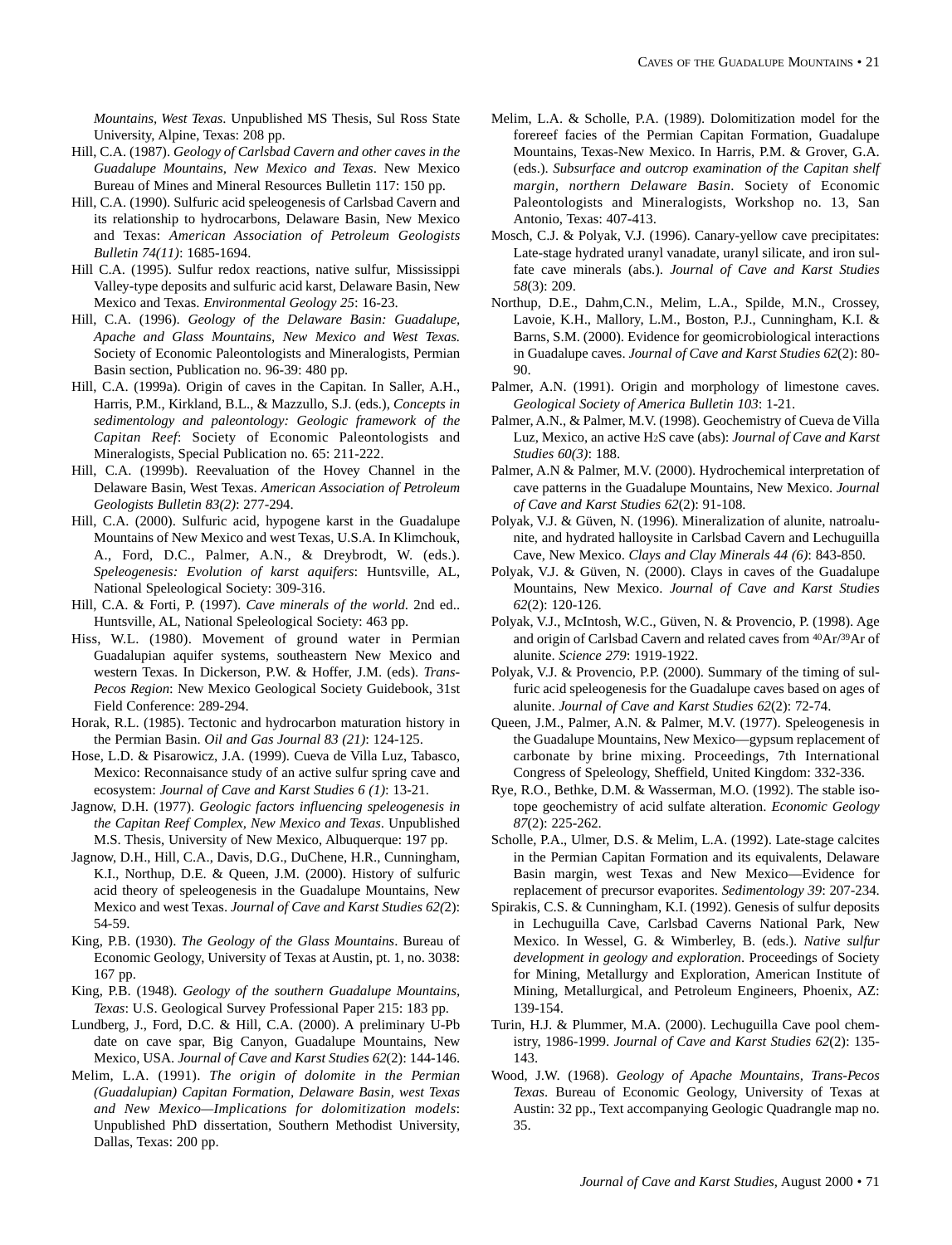*Mountains, West Texas*. Unpublished MS Thesis, Sul Ross State University, Alpine, Texas: 208 pp.

Hill, C.A. (1987). *Geology of Carlsbad Cavern and other caves in the Guadalupe Mountains, New Mexico and Texas*. New Mexico Bureau of Mines and Mineral Resources Bulletin 117: 150 pp.

Hill, C.A. (1990). Sulfuric acid speleogenesis of Carlsbad Cavern and its relationship to hydrocarbons, Delaware Basin, New Mexico and Texas: *American Association of Petroleum Geologists Bulletin 74(11)*: 1685-1694.

Hill C.A. (1995). Sulfur redox reactions, native sulfur, Mississippi Valley-type deposits and sulfuric acid karst, Delaware Basin, New Mexico and Texas. *Environmental Geology 25*: 16-23.

Hill, C.A. (1996). *Geology of the Delaware Basin: Guadalupe, Apache and Glass Mountains, New Mexico and West Texas.* Society of Economic Paleontologists and Mineralogists, Permian Basin section, Publication no. 96-39: 480 pp.

Hill, C.A. (1999a). Origin of caves in the Capitan. In Saller, A.H., Harris, P.M., Kirkland, B.L., & Mazzullo, S.J. (eds.), *Concepts in sedimentology and paleontology: Geologic framework of the Capitan Reef*: Society of Economic Paleontologists and Mineralogists, Special Publication no. 65: 211-222.

Hill, C.A. (1999b). Reevaluation of the Hovey Channel in the Delaware Basin, West Texas. *American Association of Petroleum Geologists Bulletin 83(2)*: 277-294.

Hill, C.A. (2000). Sulfuric acid, hypogene karst in the Guadalupe Mountains of New Mexico and west Texas, U.S.A. In Klimchouk, A., Ford, D.C., Palmer, A.N., & Dreybrodt, W. (eds.). *Speleogenesis: Evolution of karst aquifers*: Huntsville, AL, National Speleological Society: 309-316.

Hill, C.A. & Forti, P. (1997). *Cave minerals of the world*. 2nd ed.. Huntsville, AL, National Speleological Society: 463 pp.

Hiss, W.L. (1980). Movement of ground water in Permian Guadalupian aquifer systems, southeastern New Mexico and western Texas. In Dickerson, P.W. & Hoffer, J.M. (eds). *Trans-Pecos Region*: New Mexico Geological Society Guidebook, 31st Field Conference: 289-294.

Horak, R.L. (1985). Tectonic and hydrocarbon maturation history in the Permian Basin. *Oil and Gas Journal 83 (21)*: 124-125.

Hose, L.D. & Pisarowicz, J.A. (1999). Cueva de Villa Luz, Tabasco, Mexico: Reconnaisance study of an active sulfur spring cave and ecosystem: *Journal of Cave and Karst Studies 6 (1)*: 13-21.

Jagnow, D.H. (1977). *Geologic factors influencing speleogenesis in the Capitan Reef Complex, New Mexico and Texas*. Unpublished M.S. Thesis, University of New Mexico, Albuquerque: 197 pp.

Jagnow, D.H., Hill, C.A., Davis, D.G., DuChene, H.R., Cunningham, K.I., Northup, D.E. & Queen, J.M. (2000). History of sulfuric acid theory of speleogenesis in the Guadalupe Mountains, New Mexico and west Texas. *Journal of Cave and Karst Studies 62(*2): 54-59.

King, P.B. (1930). *The Geology of the Glass Mountains*. Bureau of Economic Geology, University of Texas at Austin, pt. 1, no. 3038: 167 pp.

King, P.B. (1948). *Geology of the southern Guadalupe Mountains, Texas*: U.S. Geological Survey Professional Paper 215: 183 pp.

Lundberg, J., Ford, D.C. & Hill, C.A. (2000). A preliminary U-Pb date on cave spar, Big Canyon, Guadalupe Mountains, New Mexico, USA. *Journal of Cave and Karst Studies 62*(2): 144-146.

Melim, L.A. (1991). *The origin of dolomite in the Permian (Guadalupian) Capitan Formation, Delaware Basin, west Texas and New Mexico—Implications for dolomitization models*: Unpublished PhD dissertation, Southern Methodist University, Dallas, Texas: 200 pp.

Melim, L.A. & Scholle, P.A. (1989). Dolomitization model for the forereef facies of the Permian Capitan Formation, Guadalupe Mountains, Texas-New Mexico. In Harris, P.M. & Grover, G.A. (eds.). *Subsurface and outcrop examination of the Capitan shelf margin, northern Delaware Basin*. Society of Economic Paleontologists and Mineralogists, Workshop no. 13, San Antonio, Texas: 407-413.

Mosch, C.J. & Polyak, V.J. (1996). Canary-yellow cave precipitates: Late-stage hydrated uranyl vanadate, uranyl silicate, and iron sulfate cave minerals (abs.). *Journal of Cave and Karst Studies 58*(3): 209.

Northup, D.E., Dahm,C.N., Melim, L.A., Spilde, M.N., Crossey, Lavoie, K.H., Mallory, L.M., Boston, P.J., Cunningham, K.I. & Barns, S.M. (2000). Evidence for geomicrobiological interactions in Guadalupe caves. *Journal of Cave and Karst Studies 62*(2): 80-90.

Palmer, A.N. (1991). Origin and morphology of limestone caves. *Geological Society of America Bulletin 103*: 1-21.

Palmer, A.N., & Palmer, M.V. (1998). Geochemistry of Cueva de Villa Luz, Mexico, an active $H_2S$ cave (abs): *Journal of Cave and Karst Studies 60(3)*: 188.

Palmer, A.N & Palmer, M.V. (2000). Hydrochemical interpretation of cave patterns in the Guadalupe Mountains, New Mexico. *Journal of Cave and Karst Studies 62*(2): 91-108.

Polyak, V.J. & Güven, N. (1996). Mineralization of alunite, natroalunite, and hydrated halloysite in Carlsbad Cavern and Lechuguilla Cave, New Mexico. *Clays and Clay Minerals 44 (6)*: 843-850.

Polyak, V.J. & Güven, N. (2000). Clays in caves of the Guadalupe Mountains, New Mexico. *Journal of Cave and Karst Studies 62*(2): 120-126.

Polyak, V.J., McIntosh, W.C., Güven, N. & Provencio, P. (1998). Age and origin of Carlsbad Cavern and related caves from $^{40}Ar/^{39}Ar$ of alunite. *Science 279*: 1919-1922.

Polyak, V.J. & Provencio, P.P. (2000). Summary of the timing of sulfuric acid speleogenesis for the Guadalupe caves based on ages of alunite. *Journal of Cave and Karst Studies 62*(2): 72-74.

Queen, J.M., Palmer, A.N. & Palmer, M.V. (1977). Speleogenesis in the Guadalupe Mountains, New Mexico—gypsum replacement of carbonate by brine mixing. Proceedings, 7th International Congress of Speleology, Sheffield, United Kingdom: 332-336.

Rye, R.O., Bethke, D.M. & Wasserman, M.O. (1992). The stable isotope geochemistry of acid sulfate alteration. *Economic Geology 87*(2): 225-262.

Scholle, P.A., Ulmer, D.S. & Melim, L.A. (1992). Late-stage calcites in the Permian Capitan Formation and its equivalents, Delaware Basin margin, west Texas and New Mexico—Evidence for replacement of precursor evaporites. *Sedimentology 39*: 207-234.

Spirakis, C.S. & Cunningham, K.I. (1992). Genesis of sulfur deposits in Lechuguilla Cave, Carlsbad Caverns National Park, New Mexico. In Wessel, G. & Wimberley, B. (eds.). *Native sulfur development in geology and exploration*. Proceedings of Society for Mining, Metallurgy and Exploration, American Institute of Mining, Metallurgical, and Petroleum Engineers, Phoenix, AZ: 139-154.

Turin, H.J. & Plummer, M.A. (2000). Lechuguilla Cave pool chemistry, 1986-1999. *Journal of Cave and Karst Studies 62*(2): 135-143.

Wood, J.W. (1968). *Geology of Apache Mountains, Trans-Pecos Texas*. Bureau of Economic Geology, University of Texas at Austin: 32 pp., Text accompanying Geologic Quadrangle map no. 35.